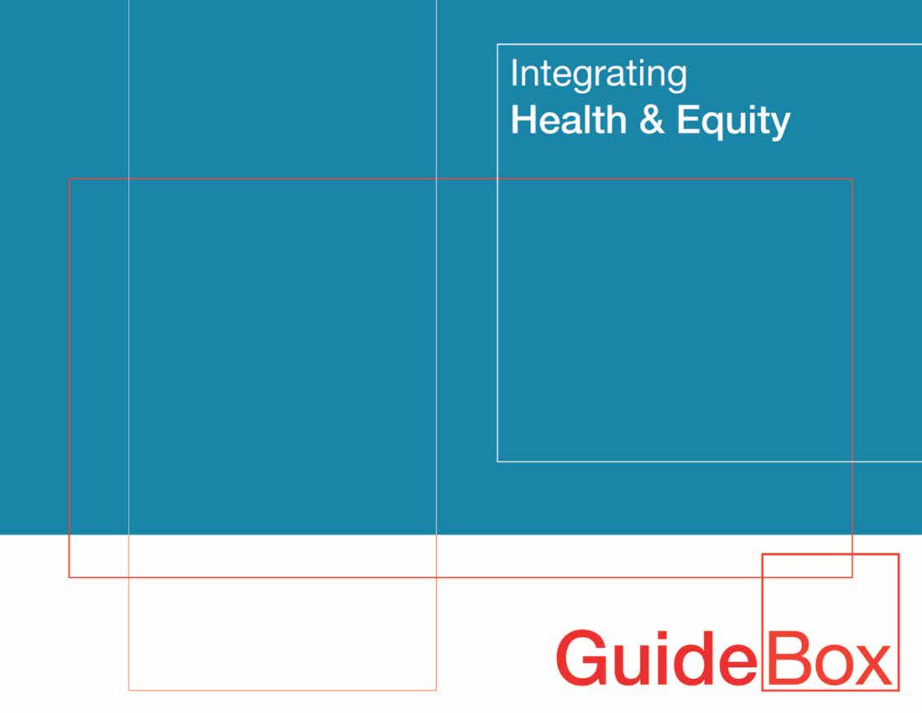# Integrating Health & Equity

GuideBox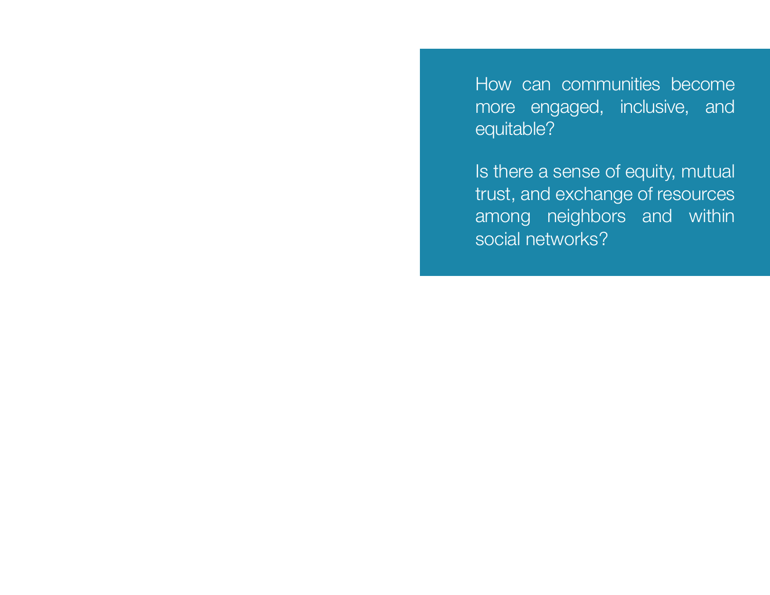How can communities become more engaged, inclusive, and equitable?

Is there a sense of equity, mutual trust, and exchange of resources among neighbors and within social networks?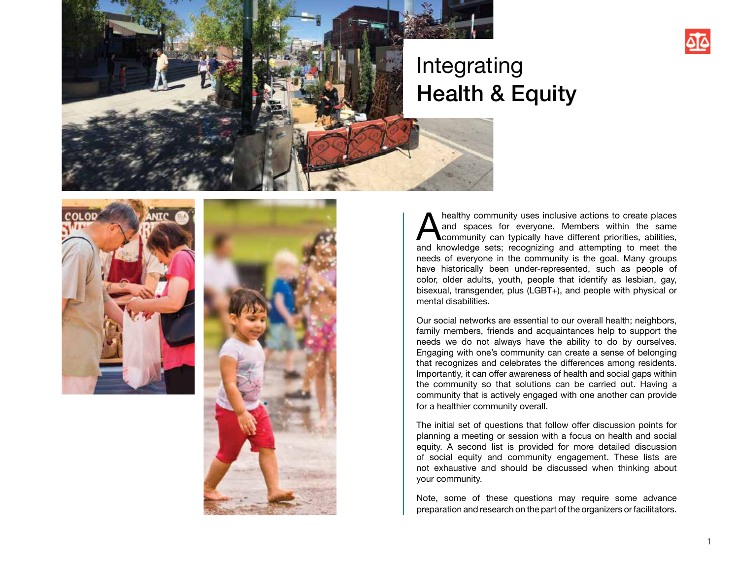# Integrating Health & Equity

A healthy community uses inclusive actions to create places and spaces for everyone. Members within the same community can typically have different priorities, abilities, and knowledge sets; recognizing and attempting to meet the needs of everyone in the community is the goal. Many groups have historically been under-represented, such as people of color, older adults, youth, people that identify as lesbian, gay, bisexual, transgender, plus (LGBT+), and people with physical or mental disabilities.

Our social networks are essential to our overall health; neighbors, family members, friends and acquaintances help to support the needs we do not always have the ability to do by ourselves. Engaging with one's community can create a sense of belonging that recognizes and celebrates the differences among residents. Importantly, it can offer awareness of health and social gaps within the community so that solutions can be carried out. Having a community that is actively engaged with one another can provide for a healthier community overall.

The initial set of questions that follow offer discussion points for planning a meeting or session with a focus on health and social equity. A second list is provided for more detailed discussion of social equity and community engagement. These lists are not exhaustive and should be discussed when thinking about your community.

Note, some of these questions may require some advance preparation and research on the part of the organizers or facilitators.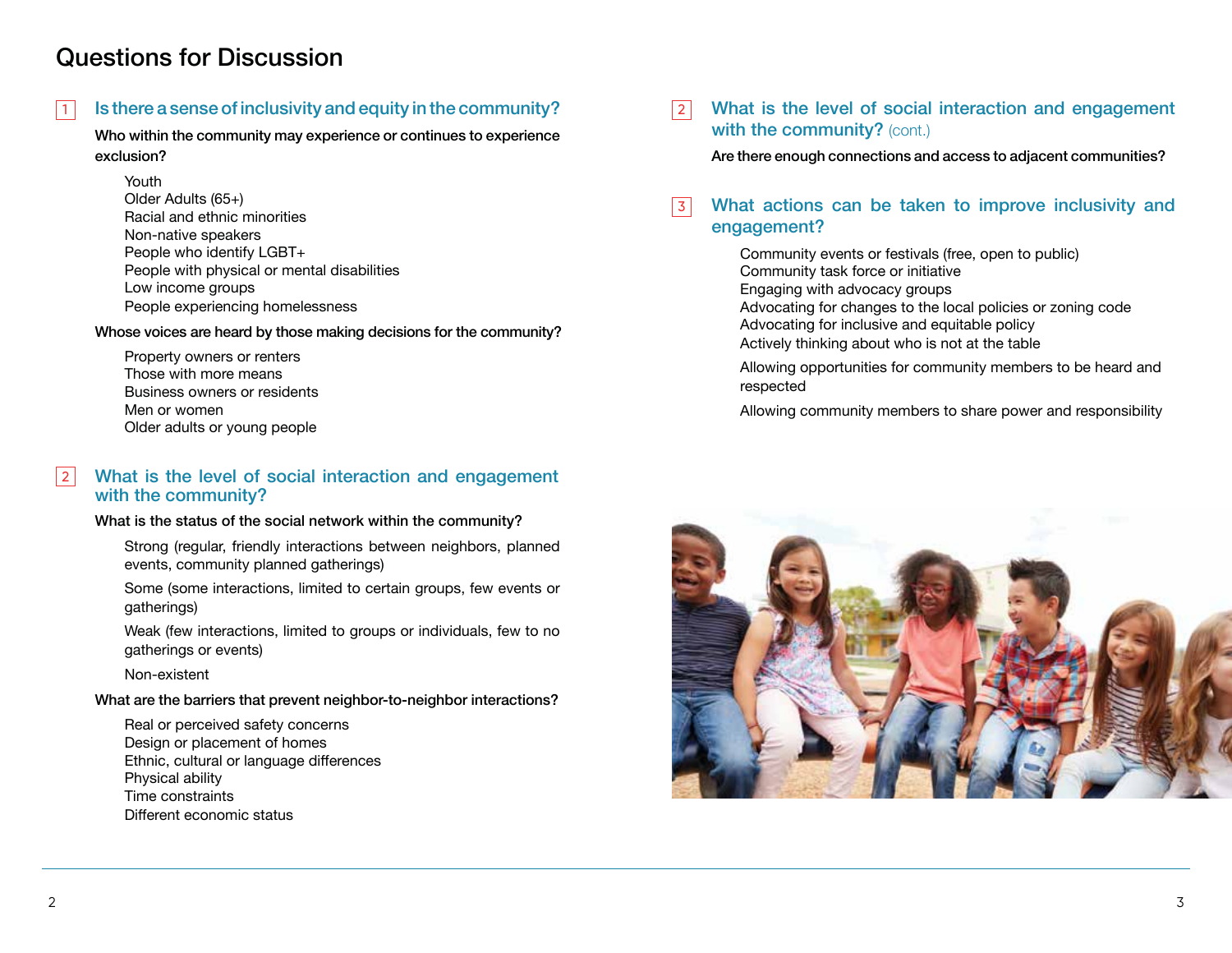# Questions for Discussion

## 1 Is there a sense of inclusivity and equity in the community?

**Who within the community may experience or continues to experience exclusion?**

- Youth
- Older Adults (65+)
- Racial and ethnic minorities
- Non-native speakers
- People who identify LGBT+
- People with physical or mental disabilities
- Low income groups
- People experiencing homelessness

**Whose voices are heard by those making decisions for the community?**

- Property owners or renters
- Those with more means
- Business owners or residents
- Men or women
- Older adults or young people

## 2 What is the level of social interaction and engagement with the community?

**What is the status of the social network within the community?**

- Strong (regular, friendly interactions between neighbors, planned events, community planned gatherings)
- Some (some interactions, limited to certain groups, few events or gatherings)
- Weak (few interactions, limited to groups or individuals, few to no gatherings or events)
- Non-existent

**What are the barriers that prevent neighbor-to-neighbor interactions?**

- Real or perceived safety concerns
- Design or placement of homes
- Ethnic, cultural or language differences
- Physical ability
- Time constraints
- Different economic status

## 2 What is the level of social interaction and engagement with the community? (cont.)

**Are there enough connections and access to adjacent communities?**

## 3 What actions can be taken to improve inclusivity and engagement?

- Community events or festivals (free, open to public)
- Community task force or initiative
- Engaging with advocacy groups
- Advocating for changes to the local policies or zoning code
- Advocating for inclusive and equitable policy
- Actively thinking about who is not at the table
- Allowing opportunities for community members to be heard and respected
- Allowing community members to share power and responsibility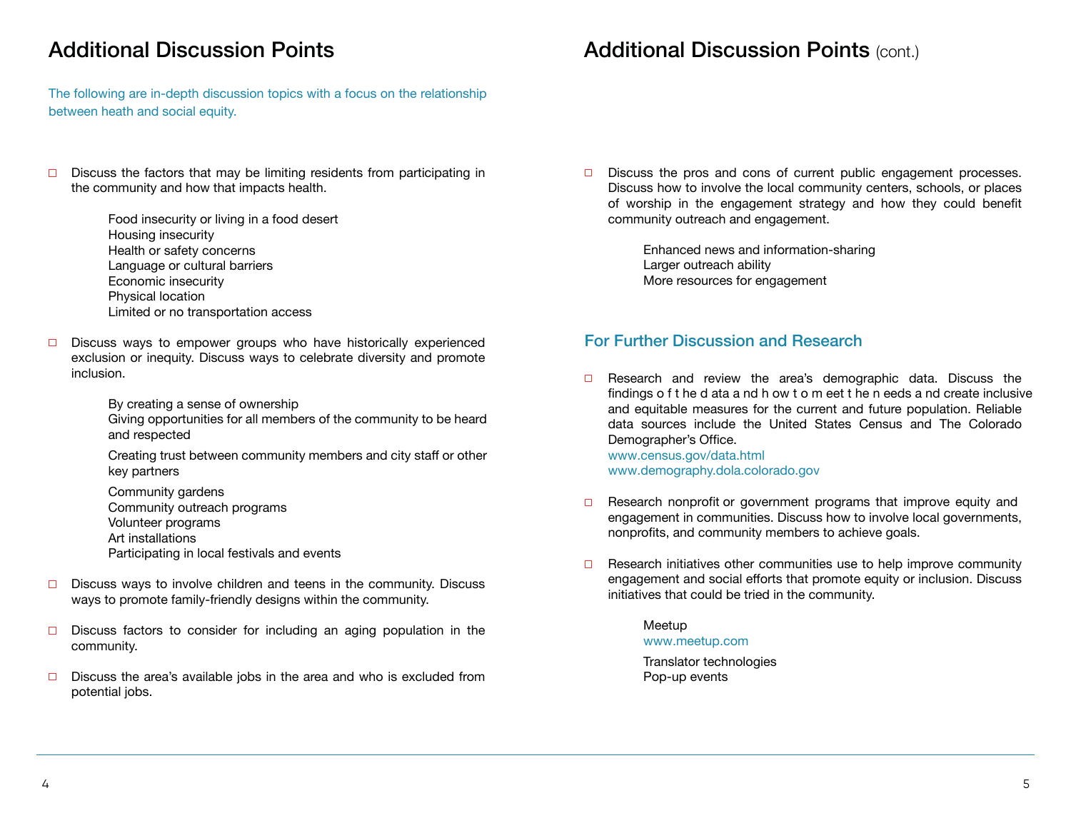# Additional Discussion Points

The following are in-depth discussion topics with a focus on the relationship between heath and social equity.

- ☐ Discuss the factors that may be limiting residents from participating in the community and how that impacts health.

  Food insecurity or living in a food desert
  Housing insecurity
  Health or safety concerns
  Language or cultural barriers
  Economic insecurity
  Physical location
  Limited or no transportation access

- ☐ Discuss ways to empower groups who have historically experienced exclusion or inequity. Discuss ways to celebrate diversity and promote inclusion.

  By creating a sense of ownership
  Giving opportunities for all members of the community to be heard and respected

  Creating trust between community members and city staff or other key partners

  Community gardens
  Community outreach programs
  Volunteer programs
  Art installations
  Participating in local festivals and events

- ☐ Discuss ways to involve children and teens in the community. Discuss ways to promote family-friendly designs within the community.

- ☐ Discuss factors to consider for including an aging population in the community.

- ☐ Discuss the area's available jobs in the area and who is excluded from potential jobs.

# Additional Discussion Points (cont.)

- ☐ Discuss the pros and cons of current public engagement processes. Discuss how to involve the local community centers, schools, or places of worship in the engagement strategy and how they could benefit community outreach and engagement.

  Enhanced news and information-sharing
  Larger outreach ability
  More resources for engagement

## For Further Discussion and Research

- ☐ Research and review the area's demographic data. Discuss the findings of the data and how to meet the needs and create inclusive and equitable measures for the current and future population. Reliable data sources include the United States Census and The Colorado Demographer's Office.
  www.census.gov/data.html
  www.demography.dola.colorado.gov

- ☐ Research nonprofit or government programs that improve equity and engagement in communities. Discuss how to involve local governments, nonprofits, and community members to achieve goals.

- ☐ Research initiatives other communities use to help improve community engagement and social efforts that promote equity or inclusion. Discuss initiatives that could be tried in the community.

  Meetup
  www.meetup.com

  Translator technologies
  Pop-up events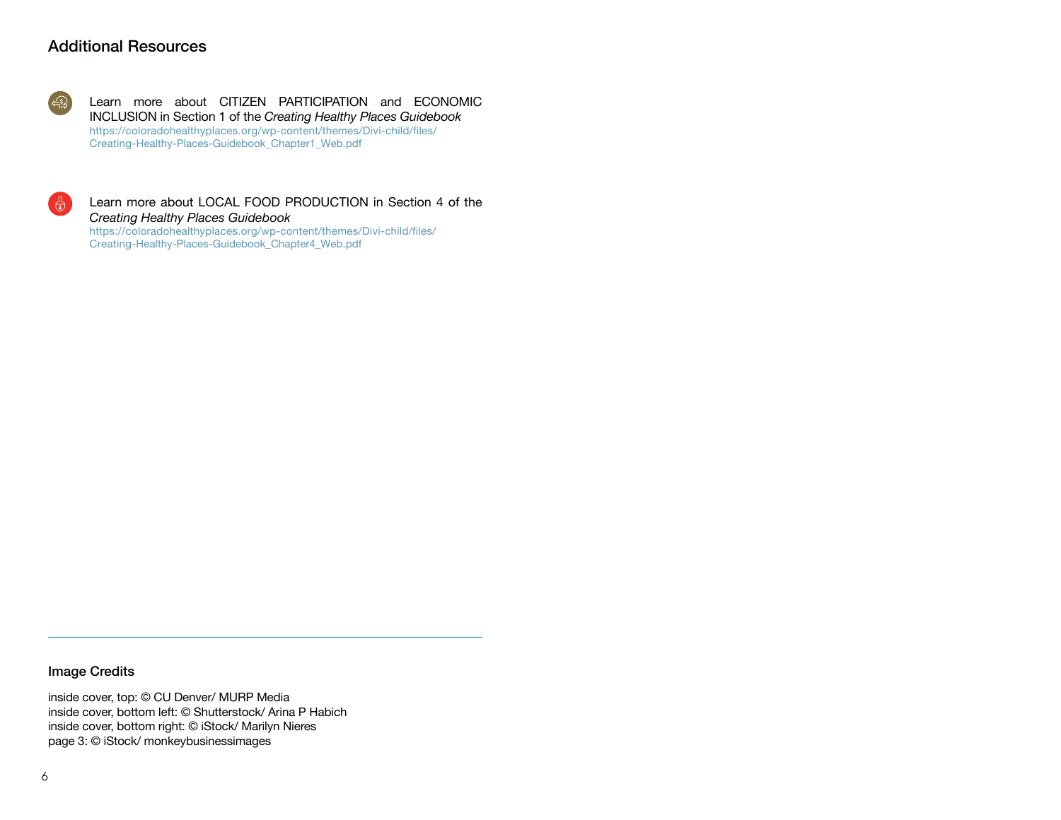## Additional Resources

Learn more about CITIZEN PARTICIPATION and ECONOMIC INCLUSION in Section 1 of the *Creating Healthy Places Guidebook*
https://coloradohealthyplaces.org/wp-content/themes/Divi-child/files/Creating-Healthy-Places-Guidebook_Chapter1_Web.pdf

Learn more about LOCAL FOOD PRODUCTION in Section 4 of the *Creating Healthy Places Guidebook*
https://coloradohealthyplaces.org/wp-content/themes/Divi-child/files/Creating-Healthy-Places-Guidebook_Chapter4_Web.pdf

---

## Image Credits

inside cover, top: © CU Denver/ MURP Media
inside cover, bottom left: © Shutterstock/ Arina P Habich
inside cover, bottom right: © iStock/ Marilyn Nieres
page 3: © iStock/ monkeybusinessimages